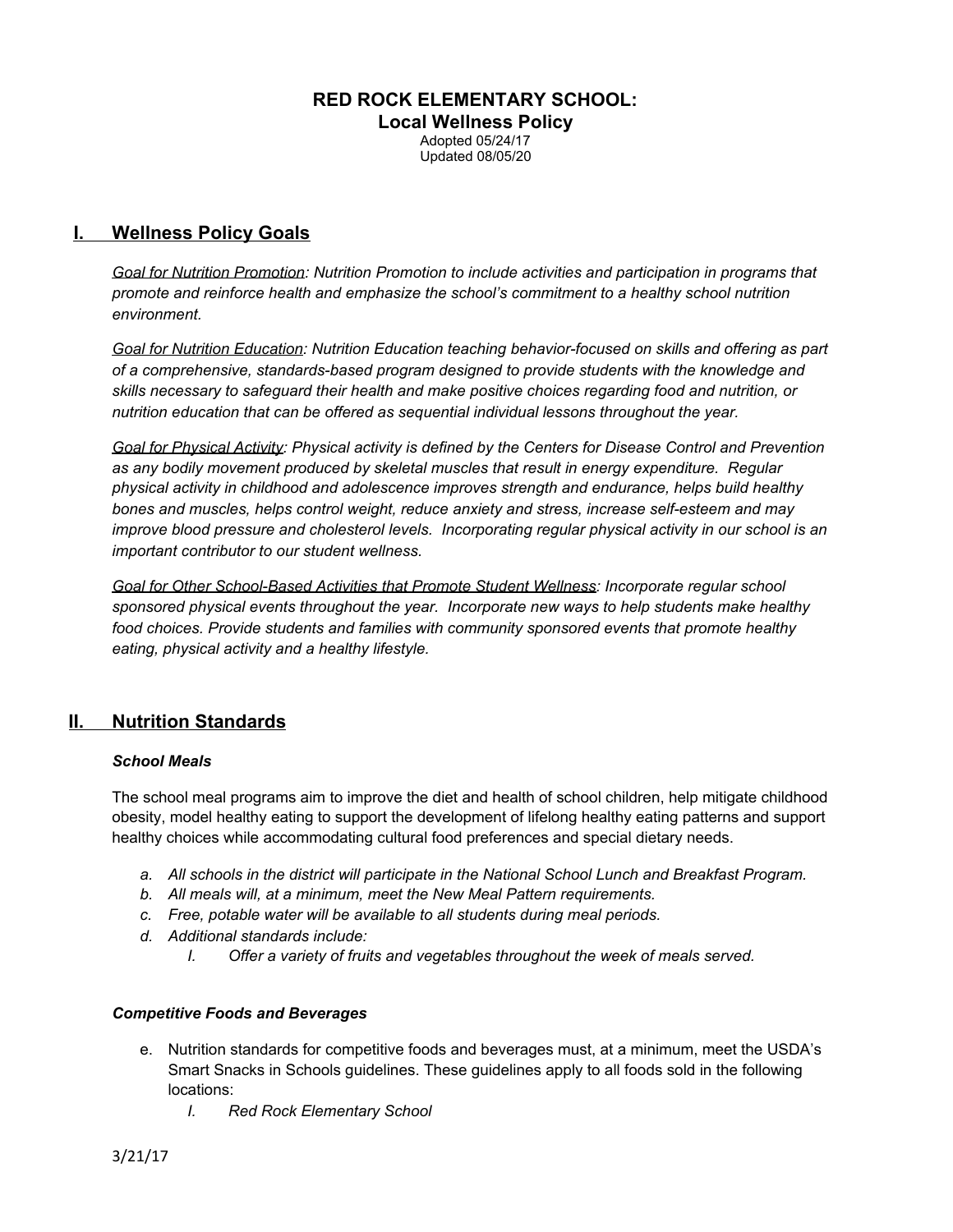# RED ROCK ELEMENTARY SCHOOL:

## Local Wellness Policy

Adopted 05/24/17
Updated 08/05/20

## I. Wellness Policy Goals

*Goal for Nutrition Promotion: Nutrition Promotion to include activities and participation in programs that promote and reinforce health and emphasize the school's commitment to a healthy school nutrition environment.*

*Goal for Nutrition Education: Nutrition Education teaching behavior-focused on skills and offering as part of a comprehensive, standards-based program designed to provide students with the knowledge and skills necessary to safeguard their health and make positive choices regarding food and nutrition, or nutrition education that can be offered as sequential individual lessons throughout the year.*

*Goal for Physical Activity: Physical activity is defined by the Centers for Disease Control and Prevention as any bodily movement produced by skeletal muscles that result in energy expenditure. Regular physical activity in childhood and adolescence improves strength and endurance, helps build healthy bones and muscles, helps control weight, reduce anxiety and stress, increase self-esteem and may improve blood pressure and cholesterol levels. Incorporating regular physical activity in our school is an important contributor to our student wellness.*

*Goal for Other School-Based Activities that Promote Student Wellness: Incorporate regular school sponsored physical events throughout the year. Incorporate new ways to help students make healthy food choices. Provide students and families with community sponsored events that promote healthy eating, physical activity and a healthy lifestyle.*

## II. Nutrition Standards

***School Meals***

The school meal programs aim to improve the diet and health of school children, help mitigate childhood obesity, model healthy eating to support the development of lifelong healthy eating patterns and support healthy choices while accommodating cultural food preferences and special dietary needs.

a. *All schools in the district will participate in the National School Lunch and Breakfast Program.*
b. *All meals will, at a minimum, meet the New Meal Pattern requirements.*
c. *Free, potable water will be available to all students during meal periods.*
d. *Additional standards include:*
    I. *Offer a variety of fruits and vegetables throughout the week of meals served.*

***Competitive Foods and Beverages***

e. Nutrition standards for competitive foods and beverages must, at a minimum, meet the USDA's Smart Snacks in Schools guidelines. These guidelines apply to all foods sold in the following locations:
    I. *Red Rock Elementary School*

3/21/17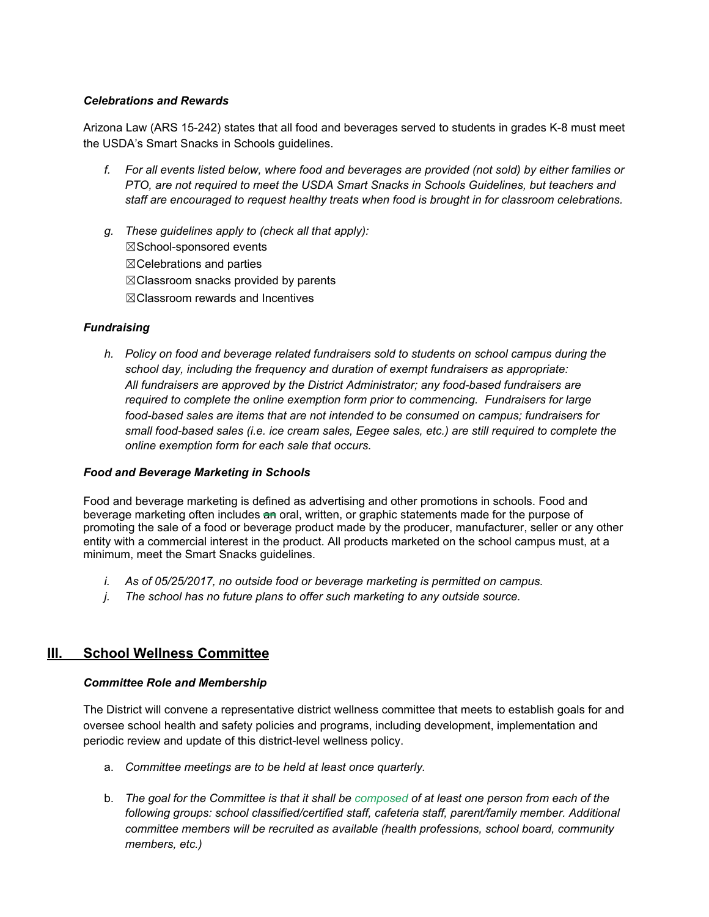***Celebrations and Rewards***

Arizona Law (ARS 15-242) states that all food and beverages served to students in grades K-8 must meet the USDA's Smart Snacks in Schools guidelines.

f. *For all events listed below, where food and beverages are provided (not sold) by either families or PTO, are not required to meet the USDA Smart Snacks in Schools Guidelines, but teachers and staff are encouraged to request healthy treats when food is brought in for classroom celebrations.*

g. *These guidelines apply to (check all that apply):*
   ☒School-sponsored events
   ☒Celebrations and parties
   ☒Classroom snacks provided by parents
   ☒Classroom rewards and Incentives

***Fundraising***

h. *Policy on food and beverage related fundraisers sold to students on school campus during the school day, including the frequency and duration of exempt fundraisers as appropriate: All fundraisers are approved by the District Administrator; any food-based fundraisers are required to complete the online exemption form prior to commencing. Fundraisers for large food-based sales are items that are not intended to be consumed on campus; fundraisers for small food-based sales (i.e. ice cream sales, Eegee sales, etc.) are still required to complete the online exemption form for each sale that occurs.*

***Food and Beverage Marketing in Schools***

Food and beverage marketing is defined as advertising and other promotions in schools. Food and beverage marketing often includes ~~an~~ oral, written, or graphic statements made for the purpose of promoting the sale of a food or beverage product made by the producer, manufacturer, seller or any other entity with a commercial interest in the product. All products marketed on the school campus must, at a minimum, meet the Smart Snacks guidelines.

i. *As of 05/25/2017, no outside food or beverage marketing is permitted on campus.*
j. *The school has no future plans to offer such marketing to any outside source.*

## III. School Wellness Committee

***Committee Role and Membership***

The District will convene a representative district wellness committee that meets to establish goals for and oversee school health and safety policies and programs, including development, implementation and periodic review and update of this district-level wellness policy.

a. *Committee meetings are to be held at least once quarterly.*

b. *The goal for the Committee is that it shall be composed of at least one person from each of the following groups: school classified/certified staff, cafeteria staff, parent/family member. Additional committee members will be recruited as available (health professions, school board, community members, etc.)*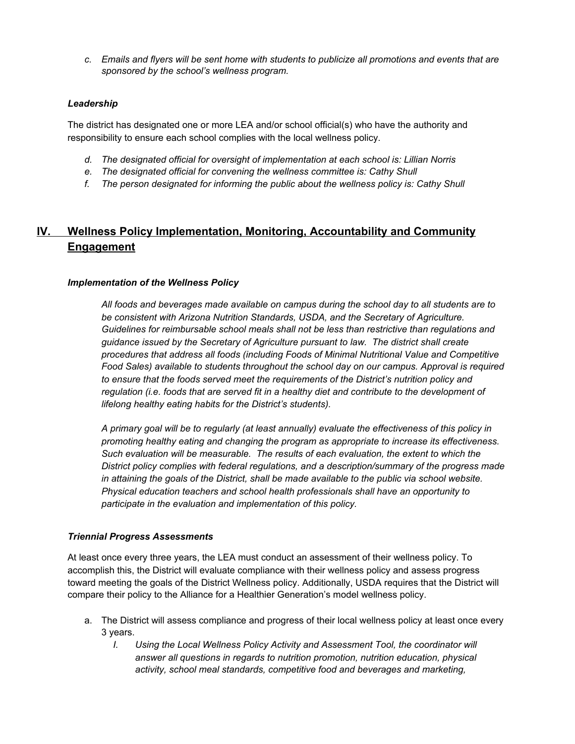c. *Emails and flyers will be sent home with students to publicize all promotions and events that are sponsored by the school's wellness program.*

### *Leadership*

The district has designated one or more LEA and/or school official(s) who have the authority and responsibility to ensure each school complies with the local wellness policy.

d. *The designated official for oversight of implementation at each school is: Lillian Norris*
e. *The designated official for convening the wellness committee is: Cathy Shull*
f. *The person designated for informing the public about the wellness policy is: Cathy Shull*

## IV. Wellness Policy Implementation, Monitoring, Accountability and Community Engagement

### *Implementation of the Wellness Policy*

*All foods and beverages made available on campus during the school day to all students are to be consistent with Arizona Nutrition Standards, USDA, and the Secretary of Agriculture. Guidelines for reimbursable school meals shall not be less than restrictive than regulations and guidance issued by the Secretary of Agriculture pursuant to law. The district shall create procedures that address all foods (including Foods of Minimal Nutritional Value and Competitive Food Sales) available to students throughout the school day on our campus. Approval is required to ensure that the foods served meet the requirements of the District's nutrition policy and regulation (i.e. foods that are served fit in a healthy diet and contribute to the development of lifelong healthy eating habits for the District's students).*

*A primary goal will be to regularly (at least annually) evaluate the effectiveness of this policy in promoting healthy eating and changing the program as appropriate to increase its effectiveness. Such evaluation will be measurable. The results of each evaluation, the extent to which the District policy complies with federal regulations, and a description/summary of the progress made in attaining the goals of the District, shall be made available to the public via school website. Physical education teachers and school health professionals shall have an opportunity to participate in the evaluation and implementation of this policy.*

### *Triennial Progress Assessments*

At least once every three years, the LEA must conduct an assessment of their wellness policy. To accomplish this, the District will evaluate compliance with their wellness policy and assess progress toward meeting the goals of the District Wellness policy. Additionally, USDA requires that the District will compare their policy to the Alliance for a Healthier Generation's model wellness policy.

a. The District will assess compliance and progress of their local wellness policy at least once every 3 years.
   I. *Using the Local Wellness Policy Activity and Assessment Tool, the coordinator will answer all questions in regards to nutrition promotion, nutrition education, physical activity, school meal standards, competitive food and beverages and marketing,*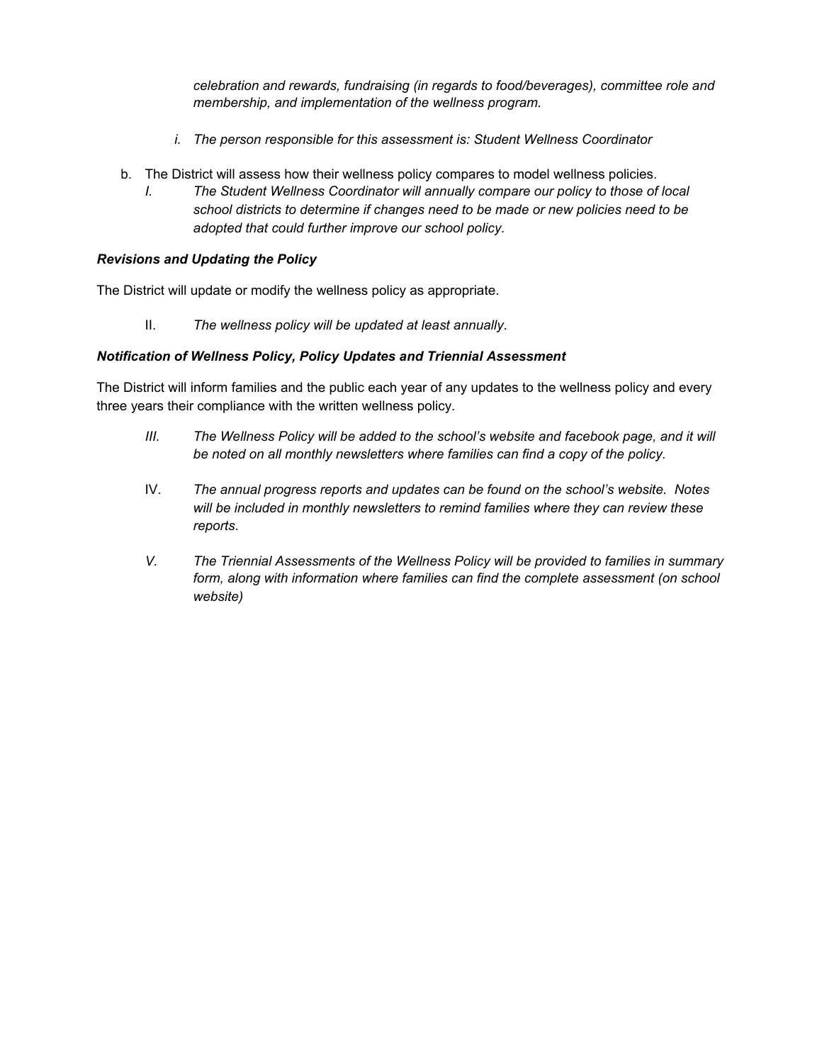*celebration and rewards, fundraising (in regards to food/beverages), committee role and membership, and implementation of the wellness program.*

i. *The person responsible for this assessment is: Student Wellness Coordinator*

b. The District will assess how their wellness policy compares to model wellness policies.

I. *The Student Wellness Coordinator will annually compare our policy to those of local school districts to determine if changes need to be made or new policies need to be adopted that could further improve our school policy.*

***Revisions and Updating the Policy***

The District will update or modify the wellness policy as appropriate.

II. *The wellness policy will be updated at least annually*.

***Notification of Wellness Policy, Policy Updates and Triennial Assessment***

The District will inform families and the public each year of any updates to the wellness policy and every three years their compliance with the written wellness policy.

*III. The Wellness Policy will be added to the school's website and facebook page, and it will be noted on all monthly newsletters where families can find a copy of the policy*.

IV. *The annual progress reports and updates can be found on the school's website. Notes will be included in monthly newsletters to remind families where they can review these reports*.

*V. The Triennial Assessments of the Wellness Policy will be provided to families in summary form, along with information where families can find the complete assessment (on school website)*